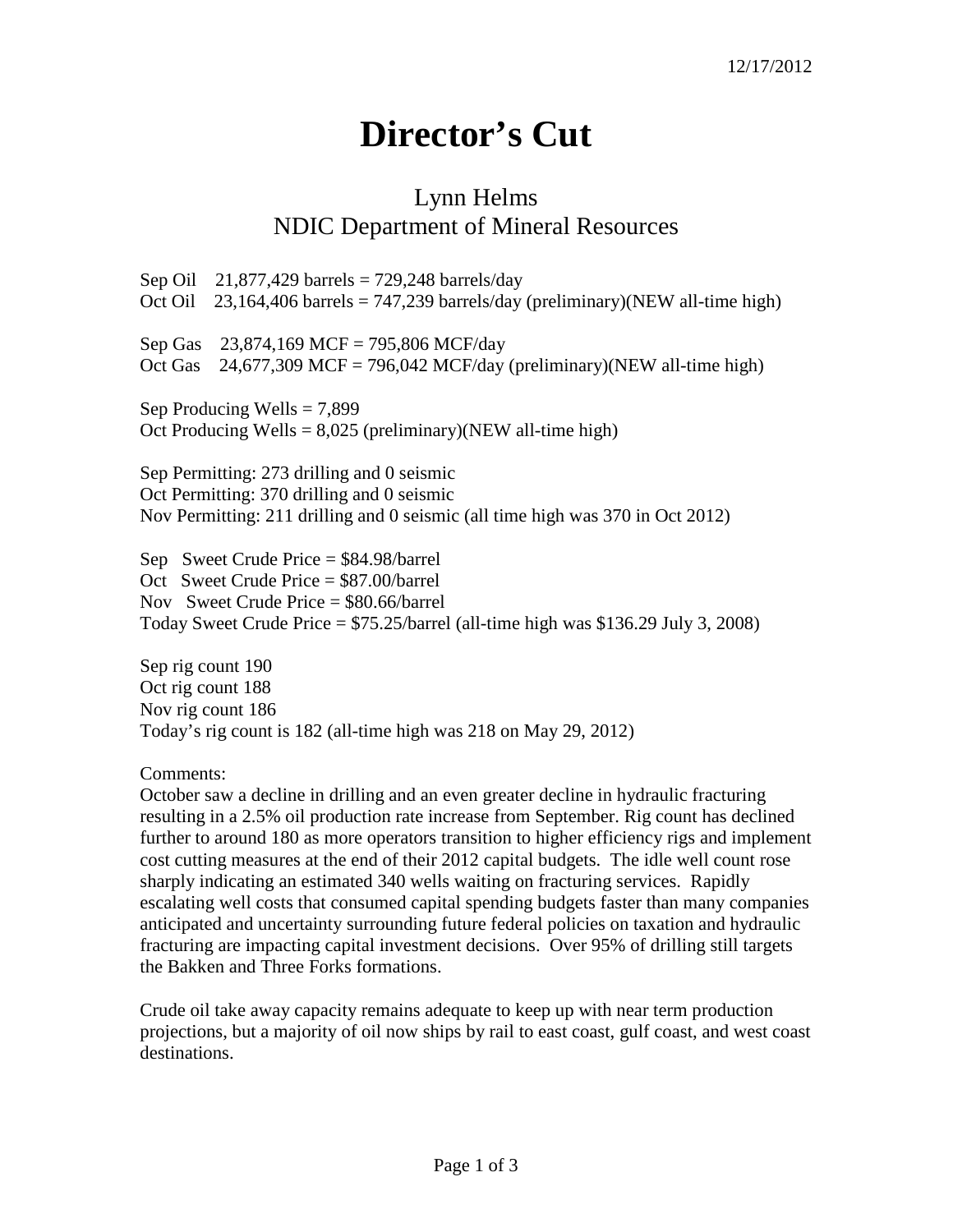12/17/2012

# Director's Cut

## Lynn Helms
## NDIC Department of Mineral Resources

Sep Oil 21,877,429 barrels = 729,248 barrels/day
Oct Oil 23,164,406 barrels = 747,239 barrels/day (preliminary)(NEW all-time high)

Sep Gas 23,874,169 MCF = 795,806 MCF/day
Oct Gas 24,677,309 MCF = 796,042 MCF/day (preliminary)(NEW all-time high)

Sep Producing Wells = 7,899
Oct Producing Wells = 8,025 (preliminary)(NEW all-time high)

Sep Permitting: 273 drilling and 0 seismic
Oct Permitting: 370 drilling and 0 seismic
Nov Permitting: 211 drilling and 0 seismic (all time high was 370 in Oct 2012)

Sep Sweet Crude Price = $84.98/barrel
Oct Sweet Crude Price = $87.00/barrel
Nov Sweet Crude Price = $80.66/barrel
Today Sweet Crude Price = $75.25/barrel (all-time high was $136.29 July 3, 2008)

Sep rig count 190
Oct rig count 188
Nov rig count 186
Today's rig count is 182 (all-time high was 218 on May 29, 2012)

Comments:
October saw a decline in drilling and an even greater decline in hydraulic fracturing resulting in a 2.5% oil production rate increase from September. Rig count has declined further to around 180 as more operators transition to higher efficiency rigs and implement cost cutting measures at the end of their 2012 capital budgets. The idle well count rose sharply indicating an estimated 340 wells waiting on fracturing services. Rapidly escalating well costs that consumed capital spending budgets faster than many companies anticipated and uncertainty surrounding future federal policies on taxation and hydraulic fracturing are impacting capital investment decisions. Over 95% of drilling still targets the Bakken and Three Forks formations.

Crude oil take away capacity remains adequate to keep up with near term production projections, but a majority of oil now ships by rail to east coast, gulf coast, and west coast destinations.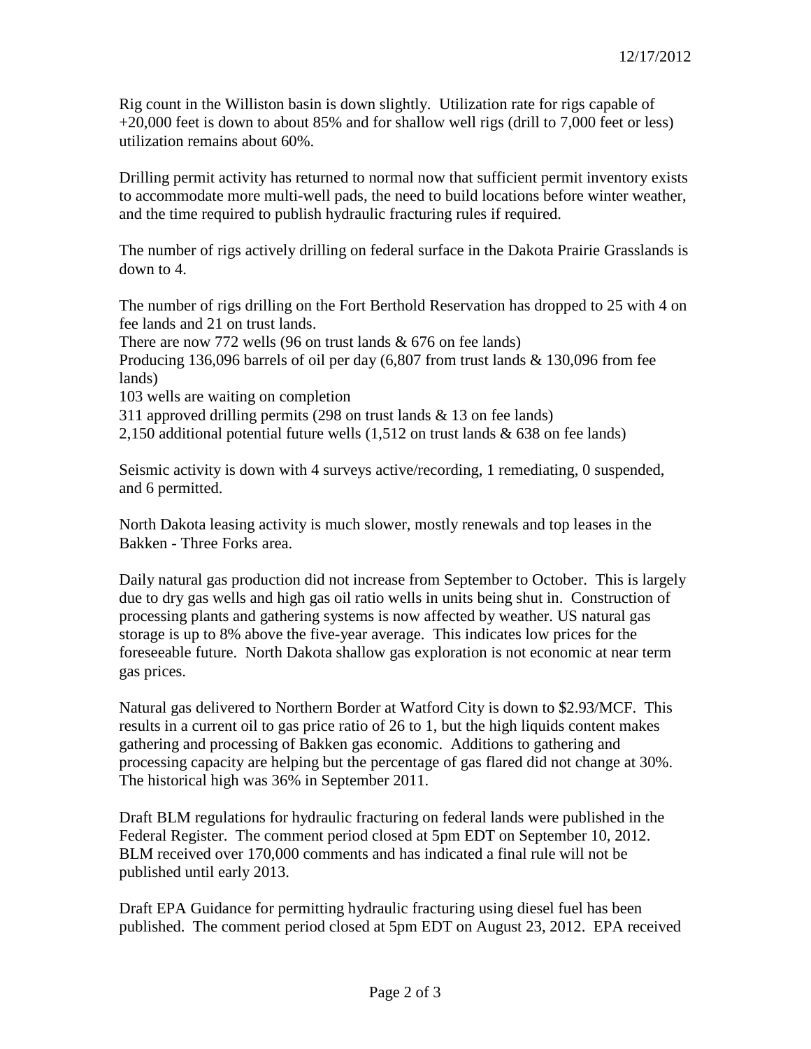12/17/2012

Rig count in the Williston basin is down slightly. Utilization rate for rigs capable of +20,000 feet is down to about 85% and for shallow well rigs (drill to 7,000 feet or less) utilization remains about 60%.

Drilling permit activity has returned to normal now that sufficient permit inventory exists to accommodate more multi-well pads, the need to build locations before winter weather, and the time required to publish hydraulic fracturing rules if required.

The number of rigs actively drilling on federal surface in the Dakota Prairie Grasslands is down to 4.

The number of rigs drilling on the Fort Berthold Reservation has dropped to 25 with 4 on fee lands and 21 on trust lands.
There are now 772 wells (96 on trust lands & 676 on fee lands)
Producing 136,096 barrels of oil per day (6,807 from trust lands & 130,096 from fee lands)
103 wells are waiting on completion
311 approved drilling permits (298 on trust lands & 13 on fee lands)
2,150 additional potential future wells (1,512 on trust lands & 638 on fee lands)

Seismic activity is down with 4 surveys active/recording, 1 remediating, 0 suspended, and 6 permitted.

North Dakota leasing activity is much slower, mostly renewals and top leases in the Bakken - Three Forks area.

Daily natural gas production did not increase from September to October. This is largely due to dry gas wells and high gas oil ratio wells in units being shut in. Construction of processing plants and gathering systems is now affected by weather. US natural gas storage is up to 8% above the five-year average. This indicates low prices for the foreseeable future. North Dakota shallow gas exploration is not economic at near term gas prices.

Natural gas delivered to Northern Border at Watford City is down to $2.93/MCF. This results in a current oil to gas price ratio of 26 to 1, but the high liquids content makes gathering and processing of Bakken gas economic. Additions to gathering and processing capacity are helping but the percentage of gas flared did not change at 30%. The historical high was 36% in September 2011.

Draft BLM regulations for hydraulic fracturing on federal lands were published in the Federal Register. The comment period closed at 5pm EDT on September 10, 2012. BLM received over 170,000 comments and has indicated a final rule will not be published until early 2013.

Draft EPA Guidance for permitting hydraulic fracturing using diesel fuel has been published. The comment period closed at 5pm EDT on August 23, 2012. EPA received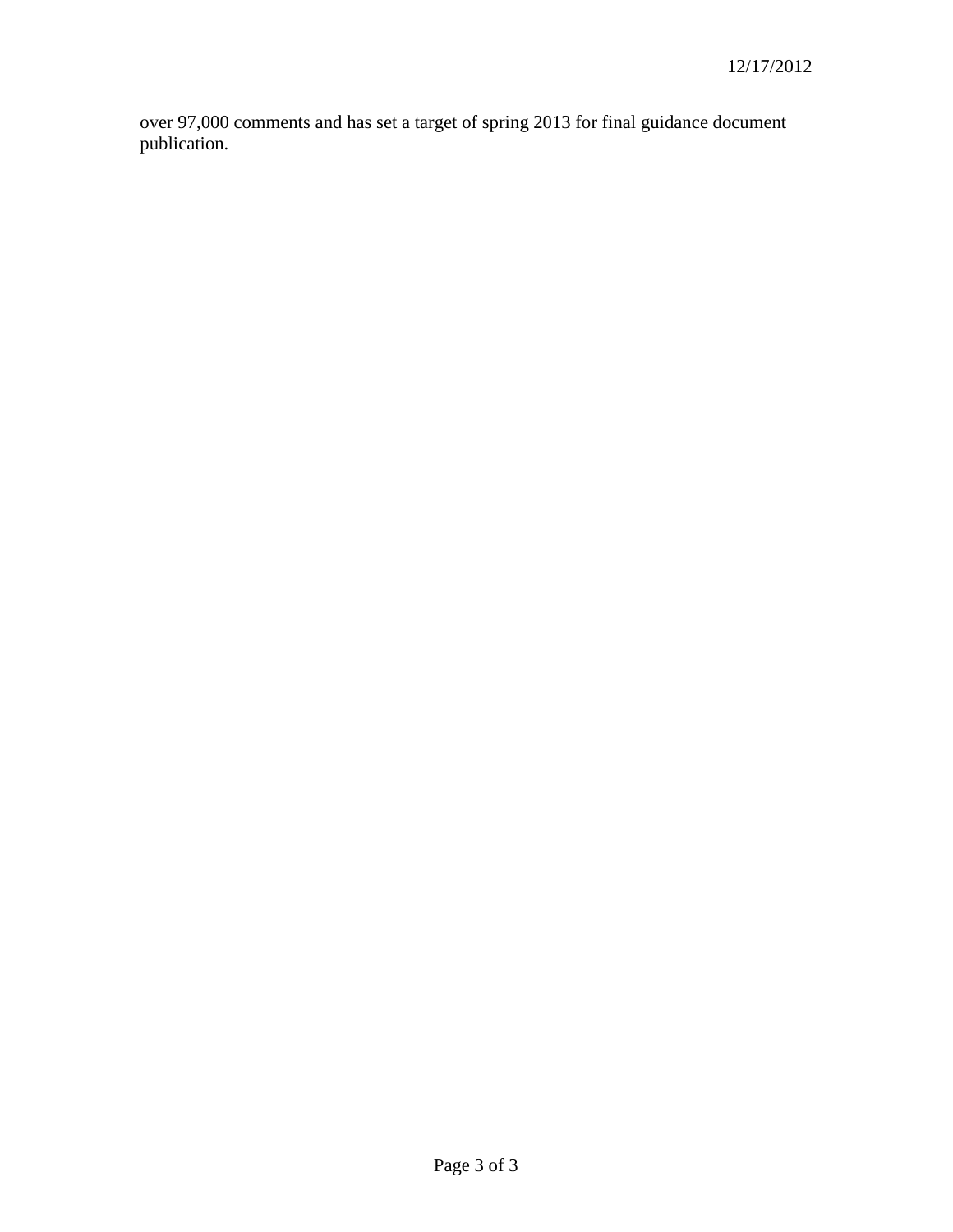over 97,000 comments and has set a target of spring 2013 for final guidance document publication.